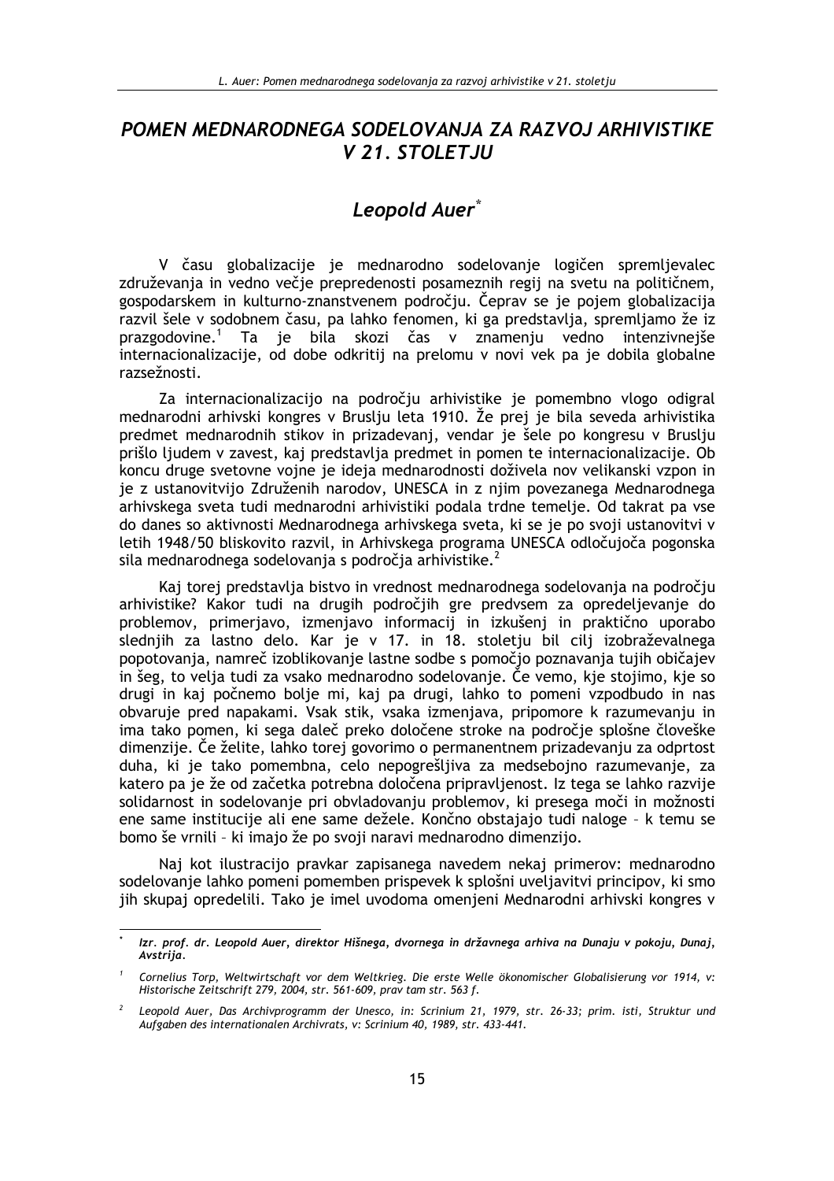# *POMEN MEDNARODNEGA SODELOVANJA ZA RAZVOJ ARHIVISTIKE V 21. STOLETJU*

## *Leopold Auer*[*]

V času globalizacije je mednarodno sodelovanje logičen spremljevalec združevanja in vedno večje prepredenosti posameznih regij na svetu na političnem, gospodarskem in kulturno-znanstvenem področju. Čeprav se je pojem globalizacija razvil šele v sodobnem času, pa lahko fenomen, ki ga predstavlja, spremljamo že iz prazgodovine.[1] Ta je bila skozi čas v znamenju vedno intenzivnejše internacionalizacije, od dobe odkritij na prelomu v novi vek pa je dobila globalne razsežnosti.

Za internacionalizacijo na področju arhivistike je pomembno vlogo odigral mednarodni arhivski kongres v Bruslju leta 1910. Že prej je bila seveda arhivistika predmet mednarodnih stikov in prizadevanj, vendar je šele po kongresu v Bruslju prišlo ljudem v zavest, kaj predstavlja predmet in pomen te internacionalizacije. Ob koncu druge svetovne vojne je ideja mednarodnosti doživela nov velikanski vzpon in je z ustanovitvijo Združenih narodov, UNESCA in z njim povezanega Mednarodnega arhivskega sveta tudi mednarodni arhivistiki podala trdne temelje. Od takrat pa vse do danes so aktivnosti Mednarodnega arhivskega sveta, ki se je po svoji ustanovitvi v letih 1948/50 bliskovito razvil, in Arhivskega programa UNESCA odločujoča pogonska sila mednarodnega sodelovanja s področja arhivistike.[2]

Kaj torej predstavlja bistvo in vrednost mednarodnega sodelovanja na področju arhivistike? Kakor tudi na drugih področjih gre predvsem za opredeljevanje do problemov, primerjavo, izmenjavo informacij in izkušenj in praktično uporabo slednjih za lastno delo. Kar je v 17. in 18. stoletju bil cilj izobraževalnega popotovanja, namreč izoblikovanje lastne sodbe s pomočjo poznavanja tujih običajev in šeg, to velja tudi za vsako mednarodno sodelovanje. Če vemo, kje stojimo, kje so drugi in kaj počnemo bolje mi, kaj pa drugi, lahko to pomeni vzpodbudo in nas obvaruje pred napakami. Vsak stik, vsaka izmenjava, pripomore k razumevanju in ima tako pomen, ki sega daleč preko določene stroke na področje splošne človeške dimenzije. Če želite, lahko torej govorimo o permanentnem prizadevanju za odprtost duha, ki je tako pomembna, celo nepogrešljiva za medsebojno razumevanje, za katero pa je že od začetka potrebna določena pripravljenost. Iz tega se lahko razvije solidarnost in sodelovanje pri obvladovanju problemov, ki presega moči in možnosti ene same institucije ali ene same dežele. Končno obstajajo tudi naloge – k temu se bomo še vrnili – ki imajo že po svoji naravi mednarodno dimenzijo.

Naj kot ilustracijo pravkar zapisanega navedem nekaj primerov: mednarodno sodelovanje lahko pomeni pomemben prispevek k splošni uveljavitvi principov, ki smo jih skupaj opredelili. Tako je imel uvodoma omenjeni Mednarodni arhivski kongres v

---

[*] *Izr. prof. dr. Leopold Auer, direktor Hišnega, dvornega in državnega arhiva na Dunaju v pokoju, Dunaj, Avstrija.*

[1] *Cornelius Torp, Weltwirtschaft vor dem Weltkrieg. Die erste Welle ökonomischer Globalisierung vor 1914, v: Historische Zeitschrift 279, 2004, str. 561-609, prav tam str. 563 f.*

[2] *Leopold Auer, Das Archivprogramm der Unesco, in: Scrinium 21, 1979, str. 26-33; prim. isti, Struktur und Aufgaben des internationalen Archivrats, v: Scrinium 40, 1989, str. 433-441.*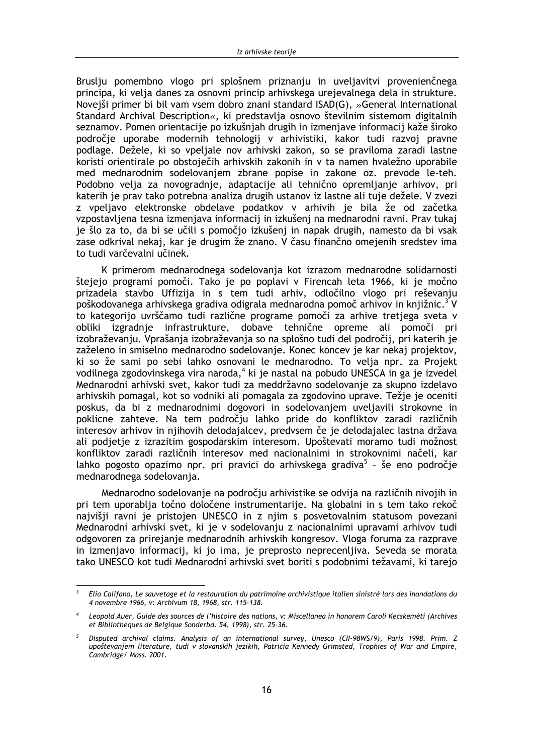Bruslju pomembno vlogo pri splošnem priznanju in uveljavitvi provenienčnega principa, ki velja danes za osnovni princip arhivskega urejevalnega dela in strukture. Novejši primer bi bil vam vsem dobro znani standard ISAD(G), »General International Standard Archival Description«, ki predstavlja osnovo številnim sistemom digitalnih seznamov. Pomen orientacije po izkušnjah drugih in izmenjave informacij kaže široko področje uporabe modernih tehnologij v arhivistiki, kakor tudi razvoj pravne podlage. Dežele, ki so vpeljale nov arhivski zakon, so se praviloma zaradi lastne koristi orientirale po obstoječih arhivskih zakonih in v ta namen hvaležno uporabile med mednarodnim sodelovanjem zbrane popise in zakone oz. prevode le-teh. Podobno velja za novogradnje, adaptacije ali tehnično opremljanje arhivov, pri katerih je prav tako potrebna analiza drugih ustanov iz lastne ali tuje dežele. V zvezi z vpeljavo elektronske obdelave podatkov v arhivih je bila že od začetka vzpostavljena tesna izmenjava informacij in izkušenj na mednarodni ravni. Prav tukaj je šlo za to, da bi se učili s pomočjo izkušenj in napak drugih, namesto da bi vsak zase odkrival nekaj, kar je drugim že znano. V času finančno omejenih sredstev ima to tudi varčevalni učinek.

K primerom mednarodnega sodelovanja kot izrazom mednarodne solidarnosti štejejo programi pomoči. Tako je po poplavi v Firencah leta 1966, ki je močno prizadela stavbo Uffizija in s tem tudi arhiv, odločilno vlogo pri reševanju poškodovanega arhivskega gradiva odigrala mednarodna pomoč arhivov in knjižnic.[3] V to kategorijo uvrščamo tudi različne programe pomoči za arhive tretjega sveta v obliki izgradnje infrastrukture, dobave tehnične opreme ali pomoči pri izobraževanju. Vprašanja izobraževanja so na splošno tudi del področij, pri katerih je zaželeno in smiselno mednarodno sodelovanje. Konec koncev je kar nekaj projektov, ki so že sami po sebi lahko osnovani le mednarodno. To velja npr. za Projekt vodilnega zgodovinskega vira naroda,[4] ki je nastal na pobudo UNESCA in ga je izvedel Mednarodni arhivski svet, kakor tudi za meddržavno sodelovanje za skupno izdelavo arhivskih pomagal, kot so vodniki ali pomagala za zgodovino uprave. Težje je oceniti poskus, da bi z mednarodnimi dogovori in sodelovanjem uveljavili strokovne in poklicne zahteve. Na tem področju lahko pride do konfliktov zaradi različnih interesov arhivov in njihovih delodajalcev, predvsem če je delodajalec lastna država ali podjetje z izrazitim gospodarskim interesom. Upoštevati moramo tudi možnost konfliktov zaradi različnih interesov med nacionalnimi in strokovnimi načeli, kar lahko pogosto opazimo npr. pri pravici do arhivskega gradiva[5] – še eno področje mednarodnega sodelovanja.

Mednarodno sodelovanje na področju arhivistike se odvija na različnih nivojih in pri tem uporablja točno določene instrumentarije. Na globalni in s tem tako rekoč najvišji ravni je pristojen UNESCO in z njim s posvetovalnim statusom povezani Mednarodni arhivski svet, ki je v sodelovanju z nacionalnimi upravami arhivov tudi odgovoren za prirejanje mednarodnih arhivskih kongresov. Vloga foruma za razprave in izmenjavo informacij, ki jo ima, je preprosto neprecenljiva. Seveda se morata tako UNESCO kot tudi Mednarodni arhivski svet boriti s podobnimi težavami, ki tarejo

---

[3] *Elio Califano, Le sauvetage et la restauration du patrimoine archivistique italien sinistré lors des inondations du 4 novembre 1966, v: Archivum 18, 1968, str. 115-138.*

[4] *Leopold Auer, Guide des sources de l'histoire des nations, v: Miscellanea in honorem Caroli Kecskeméti (Archives et Bibliothèques de Belgique Sonderbd. 54, 1998), str. 25-36.*

[5] *Disputed archival claims. Analysis of an international survey, Unesco (CII-98WS/9), Paris 1998. Prim. Z upoštevanjem literature, tudi v slovanskih jezikih, Patricia Kennedy Grimsted, Trophies of War and Empire, Cambridge/ Mass. 2001.*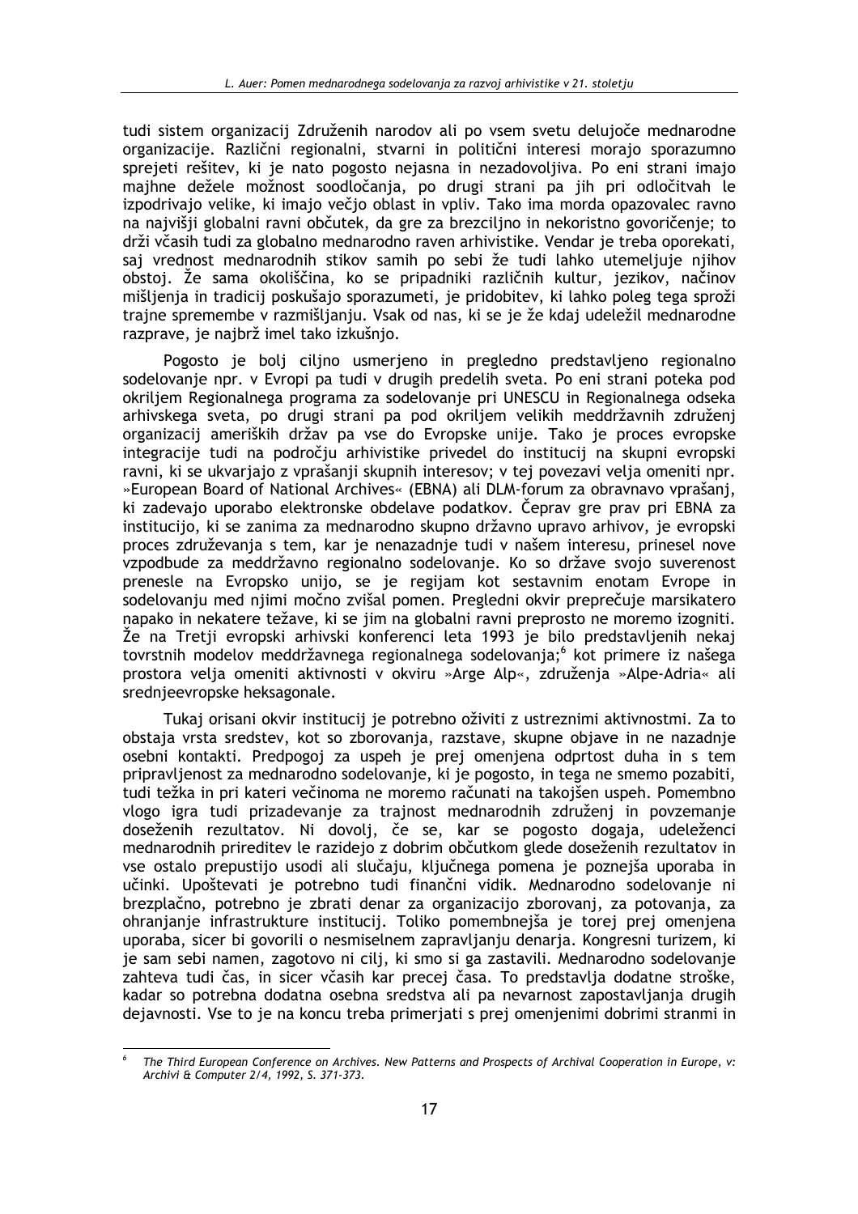tudi sistem organizacij Združenih narodov ali po vsem svetu delujoče mednarodne organizacije. Različni regionalni, stvarni in politični interesi morajo sporazumno sprejeti rešitev, ki je nato pogosto nejasna in nezadovoljiva. Po eni strani imajo majhne dežele možnost soodločanja, po drugi strani pa jih pri odločitvah le izpodrivajo velike, ki imajo večjo oblast in vpliv. Tako ima morda opazovalec ravno na najvišji globalni ravni občutek, da gre za brezciljno in nekoristno govoričenje; to drži včasih tudi za globalno mednarodno raven arhivistike. Vendar je treba oporekati, saj vrednost mednarodnih stikov samih po sebi že tudi lahko utemeljuje njihov obstoj. Že sama okoliščina, ko se pripadniki različnih kultur, jezikov, načinov mišljenja in tradicij poskušajo sporazumeti, je pridobitev, ki lahko poleg tega sproži trajne spremembe v razmišljanju. Vsak od nas, ki se je že kdaj udeležil mednarodne razprave, je najbrž imel tako izkušnjo.

Pogosto je bolj ciljno usmerjeno in pregledno predstavljeno regionalno sodelovanje npr. v Evropi pa tudi v drugih predelih sveta. Po eni strani poteka pod okriljem Regionalnega programa za sodelovanje pri UNESCU in Regionalnega odseka arhivskega sveta, po drugi strani pa pod okriljem velikih meddržavnih združenj organizacij ameriških držav pa vse do Evropske unije. Tako je proces evropske integracije tudi na področju arhivistike privedel do institucij na skupni evropski ravni, ki se ukvarjajo z vprašanji skupnih interesov; v tej povezavi velja omeniti npr. »European Board of National Archives« (EBNA) ali DLM-forum za obravnavo vprašanj, ki zadevajo uporabo elektronske obdelave podatkov. Čeprav gre prav pri EBNA za institucijo, ki se zanima za mednarodno skupno državno upravo arhivov, je evropski proces združevanja s tem, kar je nenazadnje tudi v našem interesu, prinesel nove vzpodbude za meddržavno regionalno sodelovanje. Ko so države svojo suverenost prenesle na Evropsko unijo, se je regijam kot sestavnim enotam Evrope in sodelovanju med njimi močno zvišal pomen. Pregledni okvir preprečuje marsikatero napako in nekatere težave, ki se jim na globalni ravni preprosto ne moremo izogniti. Že na Tretji evropski arhivski konferenci leta 1993 je bilo predstavljenih nekaj tovrstnih modelov meddržavnega regionalnega sodelovanja;[6] kot primere iz našega prostora velja omeniti aktivnosti v okviru »Arge Alp«, združenja »Alpe-Adria« ali srednjeevropske heksagonale.

Tukaj orisani okvir institucij je potrebno oživiti z ustreznimi aktivnostmi. Za to obstaja vrsta sredstev, kot so zborovanja, razstave, skupne objave in ne nazadnje osebni kontakti. Predpogoj za uspeh je prej omenjena odprtost duha in s tem pripravljenost za mednarodno sodelovanje, ki je pogosto, in tega ne smemo pozabiti, tudi težka in pri kateri večinoma ne moremo računati na takojšen uspeh. Pomembno vlogo igra tudi prizadevanje za trajnost mednarodnih združenj in povzemanje doseženih rezultatov. Ni dovolj, če se, kar se pogosto dogaja, udeleženci mednarodnih prireditev le razidejo z dobrim občutkom glede doseženih rezultatov in vse ostalo prepustijo usodi ali slučaju, ključnega pomena je poznejša uporaba in učinki. Upoštevati je potrebno tudi finančni vidik. Mednarodno sodelovanje ni brezplačno, potrebno je zbrati denar za organizacijo zborovanj, za potovanja, za ohranjanje infrastrukture institucij. Toliko pomembnejša je torej prej omenjena uporaba, sicer bi govorili o nesmiselnem zapravljanju denarja. Kongresni turizem, ki je sam sebi namen, zagotovo ni cilj, ki smo si ga zastavili. Mednarodno sodelovanje zahteva tudi čas, in sicer včasih kar precej časa. To predstavlja dodatne stroške, kadar so potrebna dodatna osebna sredstva ali pa nevarnost zapostavljanja drugih dejavnosti. Vse to je na koncu treba primerjati s prej omenjenimi dobrimi stranmi in

---

[6] *The Third European Conference on Archives. New Patterns and Prospects of Archival Cooperation in Europe, v: Archivi & Computer 2/4, 1992, S. 371-373.*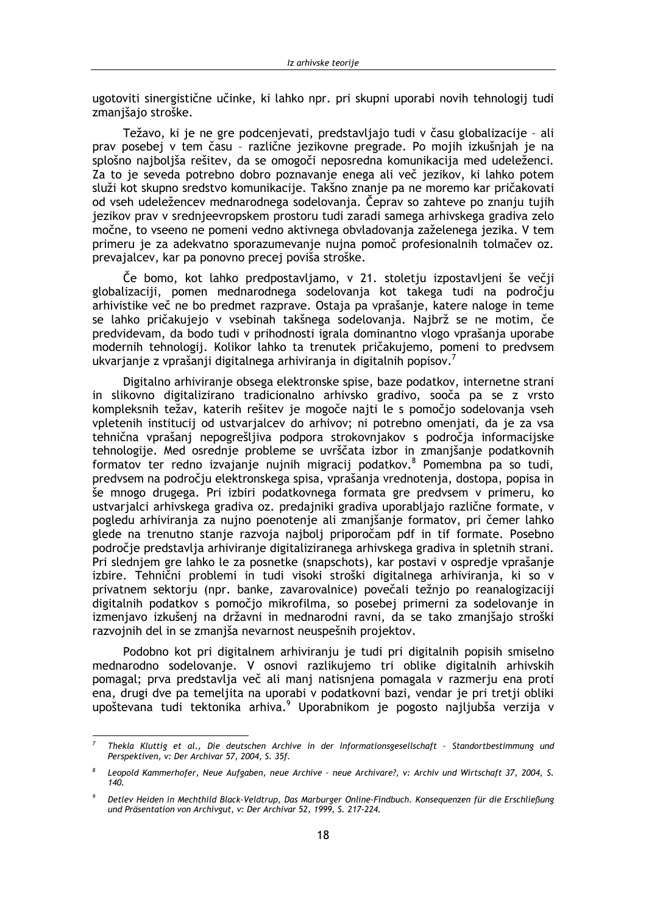ugotoviti sinergistične učinke, ki lahko npr. pri skupni uporabi novih tehnologij tudi zmanjšajo stroške.

Težavo, ki je ne gre podcenjevati, predstavljajo tudi v času globalizacije – ali prav posebej v tem času – različne jezikovne pregrade. Po mojih izkušnjah je na splošno najboljša rešitev, da se omogoči neposredna komunikacija med udeleženci. Za to je seveda potrebno dobro poznavanje enega ali več jezikov, ki lahko potem služi kot skupno sredstvo komunikacije. Takšno znanje pa ne moremo kar pričakovati od vseh udeležencev mednarodnega sodelovanja. Čeprav so zahteve po znanju tujih jezikov prav v srednjeevropskem prostoru tudi zaradi samega arhivskega gradiva zelo močne, to vseeno ne pomeni vedno aktivnega obvladovanja zaželenega jezika. V tem primeru je za adekvatno sporazumevanje nujna pomoč profesionalnih tolmačev oz. prevajalcev, kar pa ponovno precej poviša stroške.

Če bomo, kot lahko predpostavljamo, v 21. stoletju izpostavljeni še večji globalizaciji, pomen mednarodnega sodelovanja kot takega tudi na področju arhivistike več ne bo predmet razprave. Ostaja pa vprašanje, katere naloge in teme se lahko pričakujejo v vsebinah takšnega sodelovanja. Najbrž se ne motim, če predvidevam, da bodo tudi v prihodnosti igrala dominantno vlogo vprašanja uporabe modernih tehnologij. Kolikor lahko ta trenutek pričakujemo, pomeni to predvsem ukvarjanje z vprašanji digitalnega arhiviranja in digitalnih popisov.[7]

Digitalno arhiviranje obsega elektronske spise, baze podatkov, internetne strani in slikovno digitalizirano tradicionalno arhivsko gradivo, sooča pa se z vrsto kompleksnih težav, katerih rešitev je mogoče najti le s pomočjo sodelovanja vseh vpletenih institucij od ustvarjalcev do arhivov; ni potrebno omenjati, da je za vsa tehnična vprašanj nepogrešljiva podpora strokovnjakov s področja informacijske tehnologije. Med osrednje probleme se uvrščata izbor in zmanjšanje podatkovnih formatov ter redno izvajanje nujnih migracij podatkov.[8] Pomembna pa so tudi, predvsem na področju elektronskega spisa, vprašanja vrednotenja, dostopa, popisa in še mnogo drugega. Pri izbiri podatkovnega formata gre predvsem v primeru, ko ustvarjalci arhivskega gradiva oz. predajniki gradiva uporabljajo različne formate, v pogledu arhiviranja za nujno poenotenje ali zmanjšanje formatov, pri čemer lahko glede na trenutno stanje razvoja najbolj priporočam pdf in tif formate. Posebno področje predstavlja arhiviranje digitaliziranega arhivskega gradiva in spletnih strani. Pri slednjem gre lahko le za posnetke (snapschots), kar postavi v ospredje vprašanje izbire. Tehnični problemi in tudi visoki stroški digitalnega arhiviranja, ki so v privatnem sektorju (npr. banke, zavarovalnice) povečali težnjo po reanalogizaciji digitalnih podatkov s pomočjo mikrofilma, so posebej primerni za sodelovanje in izmenjavo izkušenj na državni in mednarodni ravni, da se tako zmanjšajo stroški razvojnih del in se zmanjša nevarnost neuspešnih projektov.

Podobno kot pri digitalnem arhiviranju je tudi pri digitalnih popisih smiselno mednarodno sodelovanje. V osnovi razlikujemo tri oblike digitalnih arhivskih pomagal; prva predstavlja več ali manj natisnjena pomagala v razmerju ena proti ena, drugi dve pa temeljita na uporabi v podatkovni bazi, vendar je pri tretji obliki upoštevana tudi tektonika arhiva.[9] Uporabnikom je pogosto najljubša verzija v

---

[7] *Thekla Kluttig et al., Die deutschen Archive in der Informationsgesellschaft – Standortbestimmung und Perspektiven, v: Der Archivar 57, 2004, S. 35f.*

[8] *Leopold Kammerhofer, Neue Aufgaben, neue Archive – neue Archivare?, v: Archiv und Wirtschaft 37, 2004, S. 140.*

[9] *Detlev Heiden in Mechthild Black-Veldtrup, Das Marburger Online-Findbuch. Konsequenzen für die Erschließung und Präsentation von Archivgut, v: Der Archivar 52, 1999, S. 217-224.*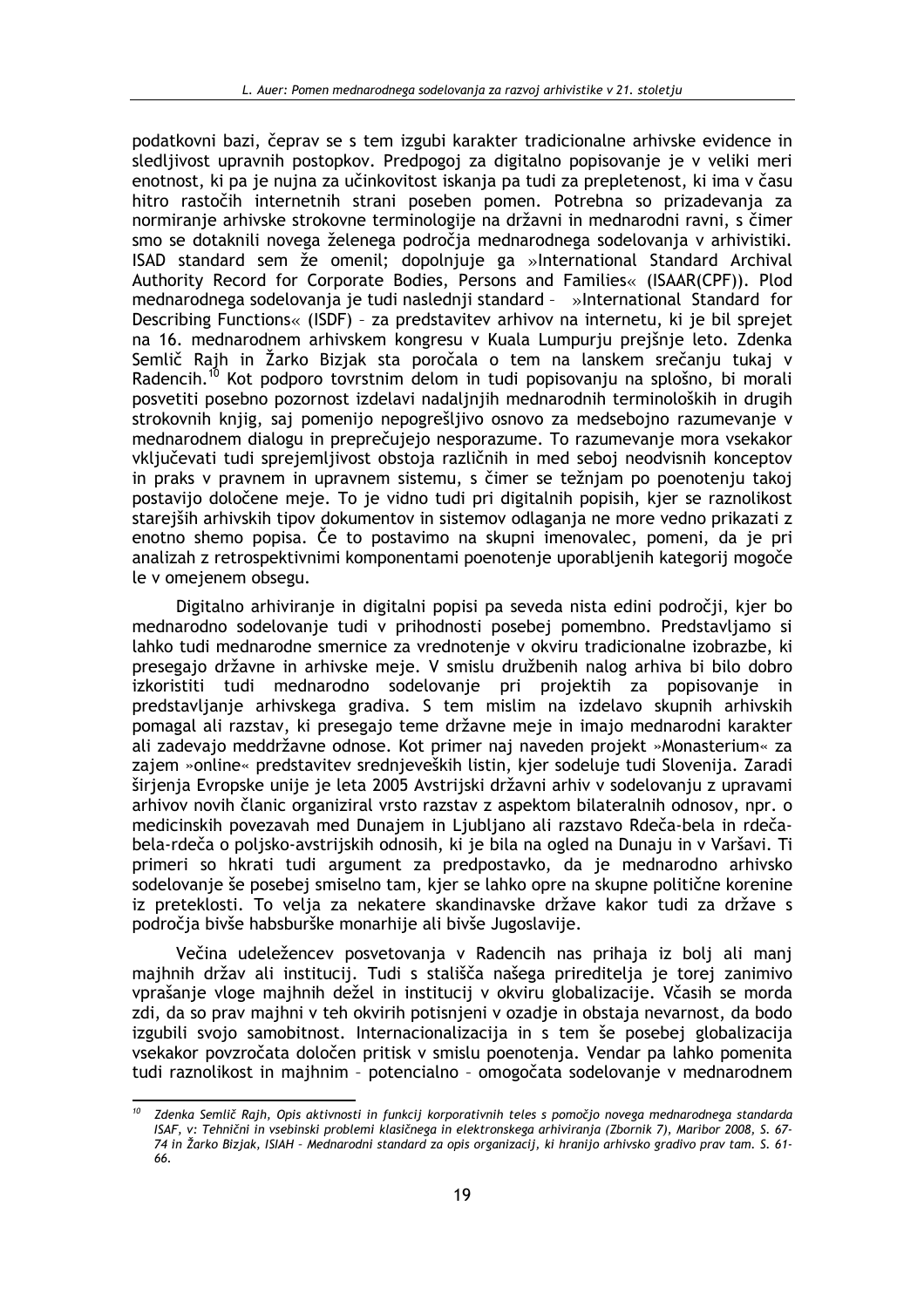podatkovni bazi, čeprav se s tem izgubi karakter tradicionalne arhivske evidence in sledljivost upravnih postopkov. Predpogoj za digitalno popisovanje je v veliki meri enotnost, ki pa je nujna za učinkovitost iskanja pa tudi za prepletenost, ki ima v času hitro rastočih internetnih strani poseben pomen. Potrebna so prizadevanja za normiranje arhivske strokovne terminologije na državni in mednarodni ravni, s čimer smo se dotaknili novega želenega področja mednarodnega sodelovanja v arhivistiki. ISAD standard sem že omenil; dopolnjuje ga »International Standard Archival Authority Record for Corporate Bodies, Persons and Families« (ISAAR(CPF)). Plod mednarodnega sodelovanja je tudi naslednji standard – »International Standard for Describing Functions« (ISDF) – za predstavitev arhivov na internetu, ki je bil sprejet na 16. mednarodnem arhivskem kongresu v Kuala Lumpurju prejšnje leto. Zdenka Semlič Rajh in Žarko Bizjak sta poročala o tem na lanskem srečanju tukaj v Radencih.[10] Kot podporo tovrstnim delom in tudi popisovanju na splošno, bi morali posvetiti posebno pozornost izdelavi nadaljnjih mednarodnih terminoloških in drugih strokovnih knjig, saj pomenijo nepogrešljivo osnovo za medsebojno razumevanje v mednarodnem dialogu in preprečujejo nesporazume. To razumevanje mora vsekakor vključevati tudi sprejemljivost obstoja različnih in med seboj neodvisnih konceptov in praks v pravnem in upravnem sistemu, s čimer se težnjam po poenotenju takoj postavijo določene meje. To je vidno tudi pri digitalnih popisih, kjer se raznolikost starejših arhivskih tipov dokumentov in sistemov odlaganja ne more vedno prikazati z enotno shemo popisa. Če to postavimo na skupni imenovalec, pomeni, da je pri analizah z retrospektivnimi komponentami poenotenje uporabljenih kategorij mogoče le v omejenem obsegu.

Digitalno arhiviranje in digitalni popisi pa seveda nista edini področji, kjer bo mednarodno sodelovanje tudi v prihodnosti posebej pomembno. Predstavljamo si lahko tudi mednarodne smernice za vrednotenje v okviru tradicionalne izobrazbe, ki presegajo državne in arhivske meje. V smislu družbenih nalog arhiva bi bilo dobro izkoristiti tudi mednarodno sodelovanje pri projektih za popisovanje in predstavljanje arhivskega gradiva. S tem mislim na izdelavo skupnih arhivskih pomagal ali razstav, ki presegajo teme državne meje in imajo mednarodni karakter ali zadevajo meddržavne odnose. Kot primer naj naveden projekt »Monasterium« za zajem »online« predstavitev srednjeveških listin, kjer sodeluje tudi Slovenija. Zaradi širjenja Evropske unije je leta 2005 Avstrijski državni arhiv v sodelovanju z upravami arhivov novih članic organiziral vrsto razstav z aspektom bilateralnih odnosov, npr. o medicinskih povezavah med Dunajem in Ljubljano ali razstavo Rdeča-bela in rdeča-bela-rdeča o poljsko-avstrijskih odnosih, ki je bila na ogled na Dunaju in v Varšavi. Ti primeri so hkrati tudi argument za predpostavko, da je mednarodno arhivsko sodelovanje še posebej smiselno tam, kjer se lahko opre na skupne politične korenine iz preteklosti. To velja za nekatere skandinavske države kakor tudi za države s področja bivše habsburške monarhije ali bivše Jugoslavije.

Večina udeležencev posvetovanja v Radencih nas prihaja iz bolj ali manj majhnih držav ali institucij. Tudi s stališča našega prireditelja je torej zanimivo vprašanje vloge majhnih dežel in institucij v okviru globalizacije. Včasih se morda zdi, da so prav majhni v teh okvirih potisnjeni v ozadje in obstaja nevarnost, da bodo izgubili svojo samobitnost. Internacionalizacija in s tem še posebej globalizacija vsekakor povzročata določen pritisk v smislu poenotenja. Vendar pa lahko pomenita tudi raznolikost in majhnim – potencialno – omogočata sodelovanje v mednarodnem

---

[10] *Zdenka Semlič Rajh, Opis aktivnosti in funkcij korporativnih teles s pomočjo novega mednarodnega standarda ISAF, v: Tehnični in vsebinski problemi klasičnega in elektronskega arhiviranja (Zbornik 7), Maribor 2008, S. 67-74 in Žarko Bizjak, ISIAH – Mednarodni standard za opis organizacij, ki hranijo arhivsko gradivo prav tam. S. 61-66.*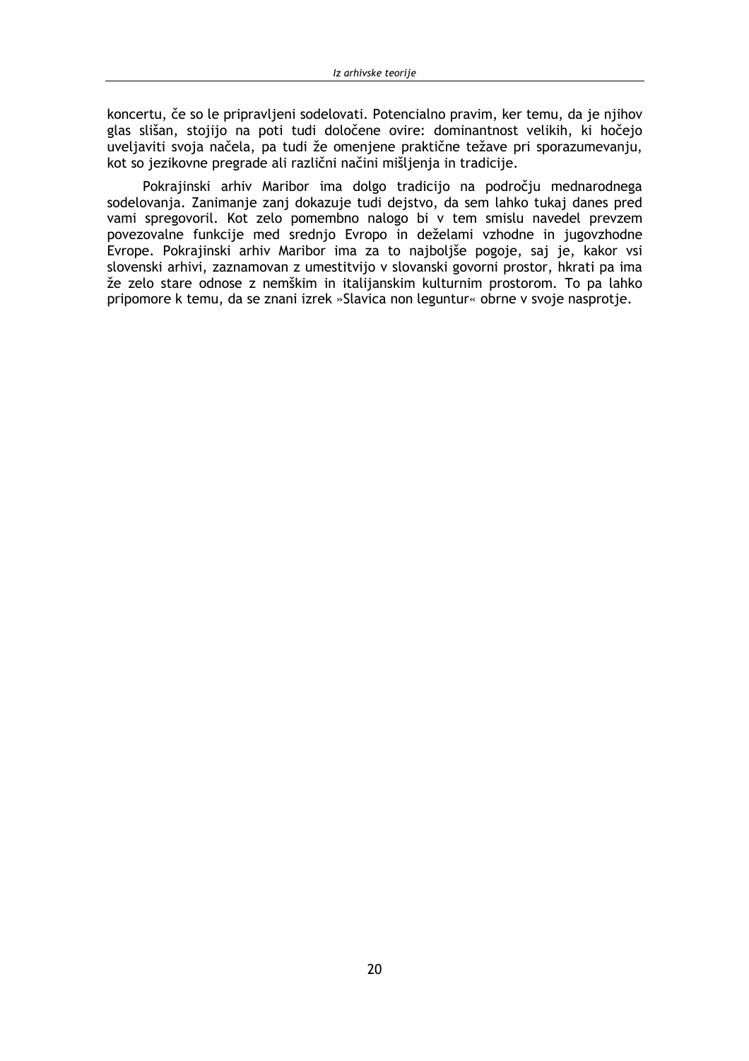koncertu, če so le pripravljeni sodelovati. Potencialno pravim, ker temu, da je njihov glas slišan, stojijo na poti tudi določene ovire: dominantnost velikih, ki hočejo uveljaviti svoja načela, pa tudi že omenjene praktične težave pri sporazumevanju, kot so jezikovne pregrade ali različni načini mišljenja in tradicije.

Pokrajinski arhiv Maribor ima dolgo tradicijo na področju mednarodnega sodelovanja. Zanimanje zanj dokazuje tudi dejstvo, da sem lahko tukaj danes pred vami spregovoril. Kot zelo pomembno nalogo bi v tem smislu navedel prevzem povezovalne funkcije med srednjo Evropo in deželami vzhodne in jugovzhodne Evrope. Pokrajinski arhiv Maribor ima za to najboljše pogoje, saj je, kakor vsi slovenski arhivi, zaznamovan z umestitvijo v slovanski govorni prostor, hkrati pa ima že zelo stare odnose z nemškim in italijanskim kulturnim prostorom. To pa lahko pripomore k temu, da se znani izrek »Slavica non leguntur« obrne v svoje nasprotje.